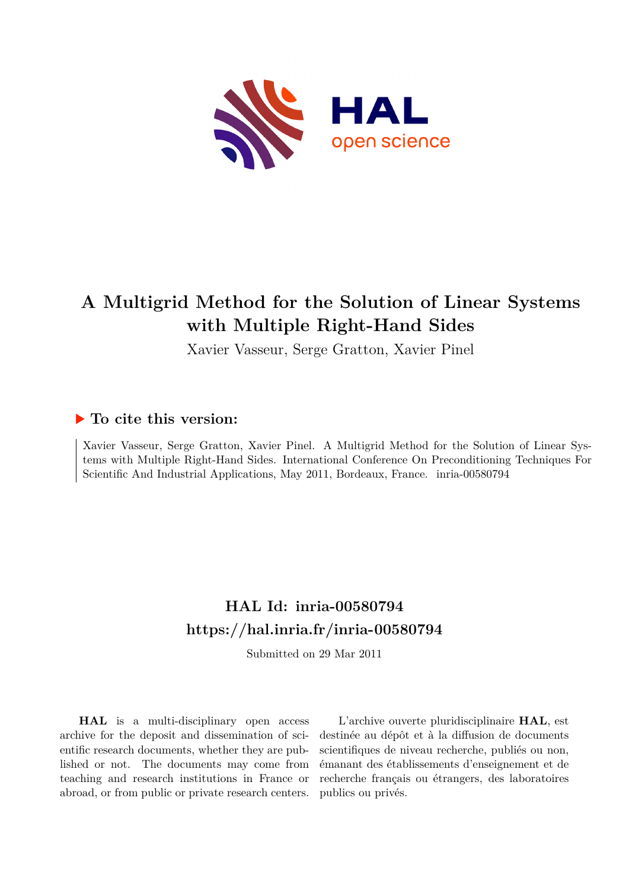# A Multigrid Method for the Solution of Linear Systems with Multiple Right-Hand Sides

Xavier Vasseur, Serge Gratton, Xavier Pinel

## ▶ To cite this version:

Xavier Vasseur, Serge Gratton, Xavier Pinel. A Multigrid Method for the Solution of Linear Systems with Multiple Right-Hand Sides. International Conference On Preconditioning Techniques For Scientific And Industrial Applications, May 2011, Bordeaux, France. inria-00580794

## HAL Id: inria-00580794
## https://hal.inria.fr/inria-00580794

Submitted on 29 Mar 2011

**HAL** is a multi-disciplinary open access archive for the deposit and dissemination of scientific research documents, whether they are published or not. The documents may come from teaching and research institutions in France or abroad, or from public or private research centers.

L'archive ouverte pluridisciplinaire **HAL**, est destinée au dépôt et à la diffusion de documents scientifiques de niveau recherche, publiés ou non, émanant des établissements d'enseignement et de recherche français ou étrangers, des laboratoires publics ou privés.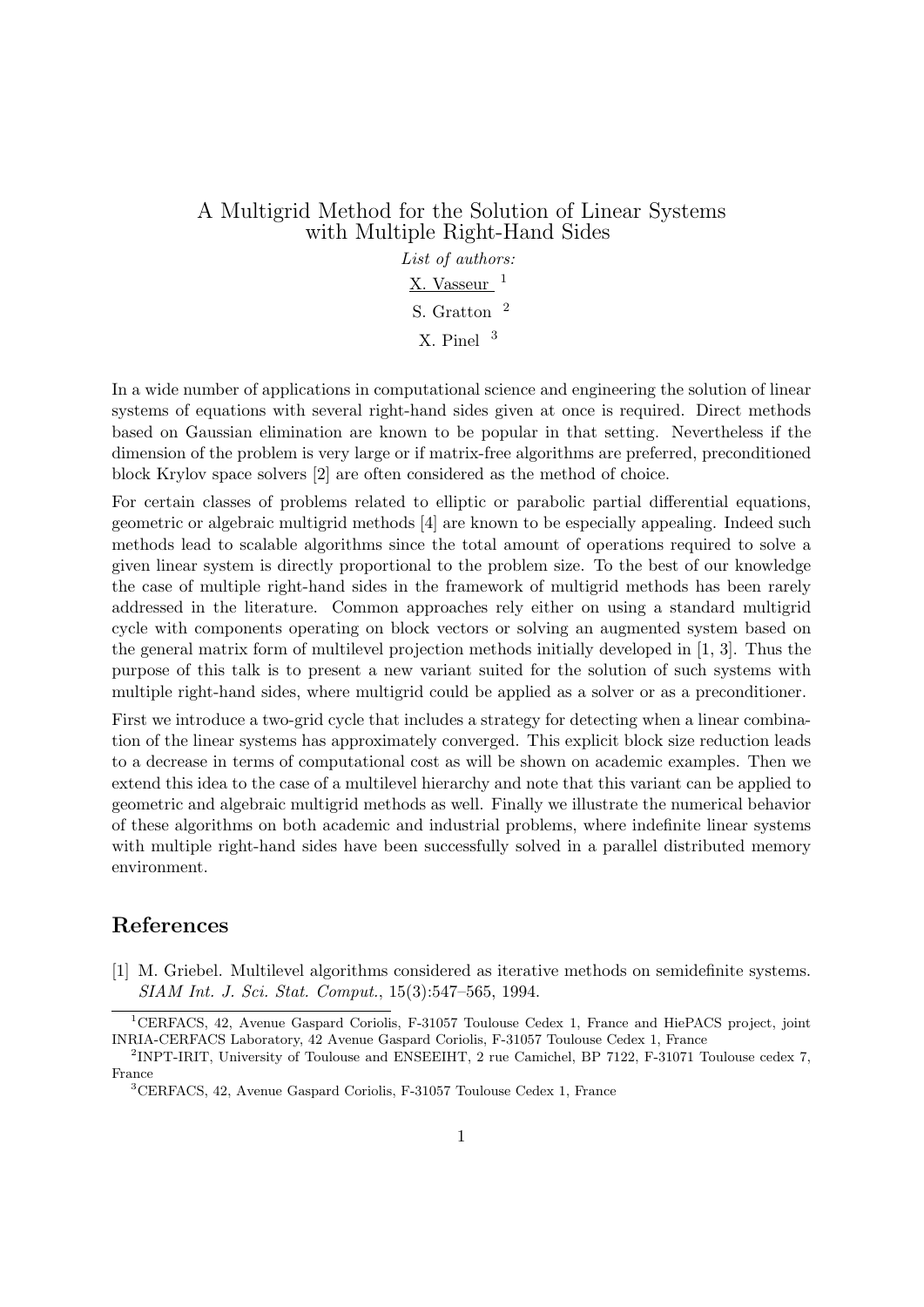# A Multigrid Method for the Solution of Linear Systems with Multiple Right-Hand Sides

*List of authors:*

X. Vasseur [1]

S. Gratton [2]

X. Pinel [3]

In a wide number of applications in computational science and engineering the solution of linear systems of equations with several right-hand sides given at once is required. Direct methods based on Gaussian elimination are known to be popular in that setting. Nevertheless if the dimension of the problem is very large or if matrix-free algorithms are preferred, preconditioned block Krylov space solvers [2] are often considered as the method of choice.

For certain classes of problems related to elliptic or parabolic partial differential equations, geometric or algebraic multigrid methods [4] are known to be especially appealing. Indeed such methods lead to scalable algorithms since the total amount of operations required to solve a given linear system is directly proportional to the problem size. To the best of our knowledge the case of multiple right-hand sides in the framework of multigrid methods has been rarely addressed in the literature. Common approaches rely either on using a standard multigrid cycle with components operating on block vectors or solving an augmented system based on the general matrix form of multilevel projection methods initially developed in [1, 3]. Thus the purpose of this talk is to present a new variant suited for the solution of such systems with multiple right-hand sides, where multigrid could be applied as a solver or as a preconditioner.

First we introduce a two-grid cycle that includes a strategy for detecting when a linear combination of the linear systems has approximately converged. This explicit block size reduction leads to a decrease in terms of computational cost as will be shown on academic examples. Then we extend this idea to the case of a multilevel hierarchy and note that this variant can be applied to geometric and algebraic multigrid methods as well. Finally we illustrate the numerical behavior of these algorithms on both academic and industrial problems, where indefinite linear systems with multiple right-hand sides have been successfully solved in a parallel distributed memory environment.

## References

[1] M. Griebel. Multilevel algorithms considered as iterative methods on semidefinite systems. *SIAM Int. J. Sci. Stat. Comput.*, 15(3):547–565, 1994.

[1] CERFACS, 42, Avenue Gaspard Coriolis, F-31057 Toulouse Cedex 1, France and HiePACS project, joint INRIA-CERFACS Laboratory, 42 Avenue Gaspard Coriolis, F-31057 Toulouse Cedex 1, France

[2] INPT-IRIT, University of Toulouse and ENSEEIHT, 2 rue Camichel, BP 7122, F-31071 Toulouse cedex 7, France

[3] CERFACS, 42, Avenue Gaspard Coriolis, F-31057 Toulouse Cedex 1, France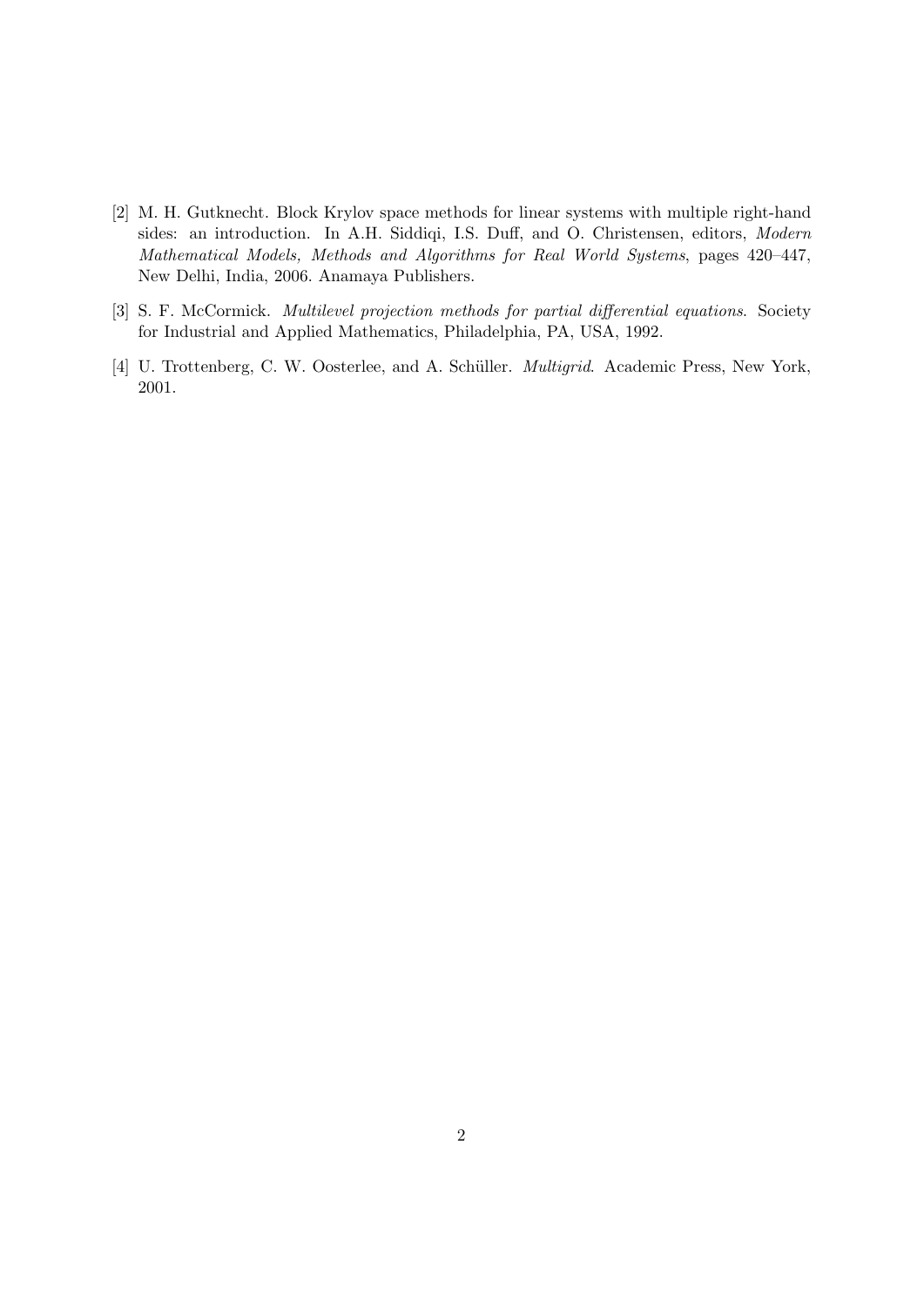[2] M. H. Gutknecht. Block Krylov space methods for linear systems with multiple right-hand sides: an introduction. In A.H. Siddiqi, I.S. Duff, and O. Christensen, editors, *Modern Mathematical Models, Methods and Algorithms for Real World Systems*, pages 420–447, New Delhi, India, 2006. Anamaya Publishers.

[3] S. F. McCormick. *Multilevel projection methods for partial differential equations*. Society for Industrial and Applied Mathematics, Philadelphia, PA, USA, 1992.

[4] U. Trottenberg, C. W. Oosterlee, and A. Schüller. *Multigrid*. Academic Press, New York, 2001.